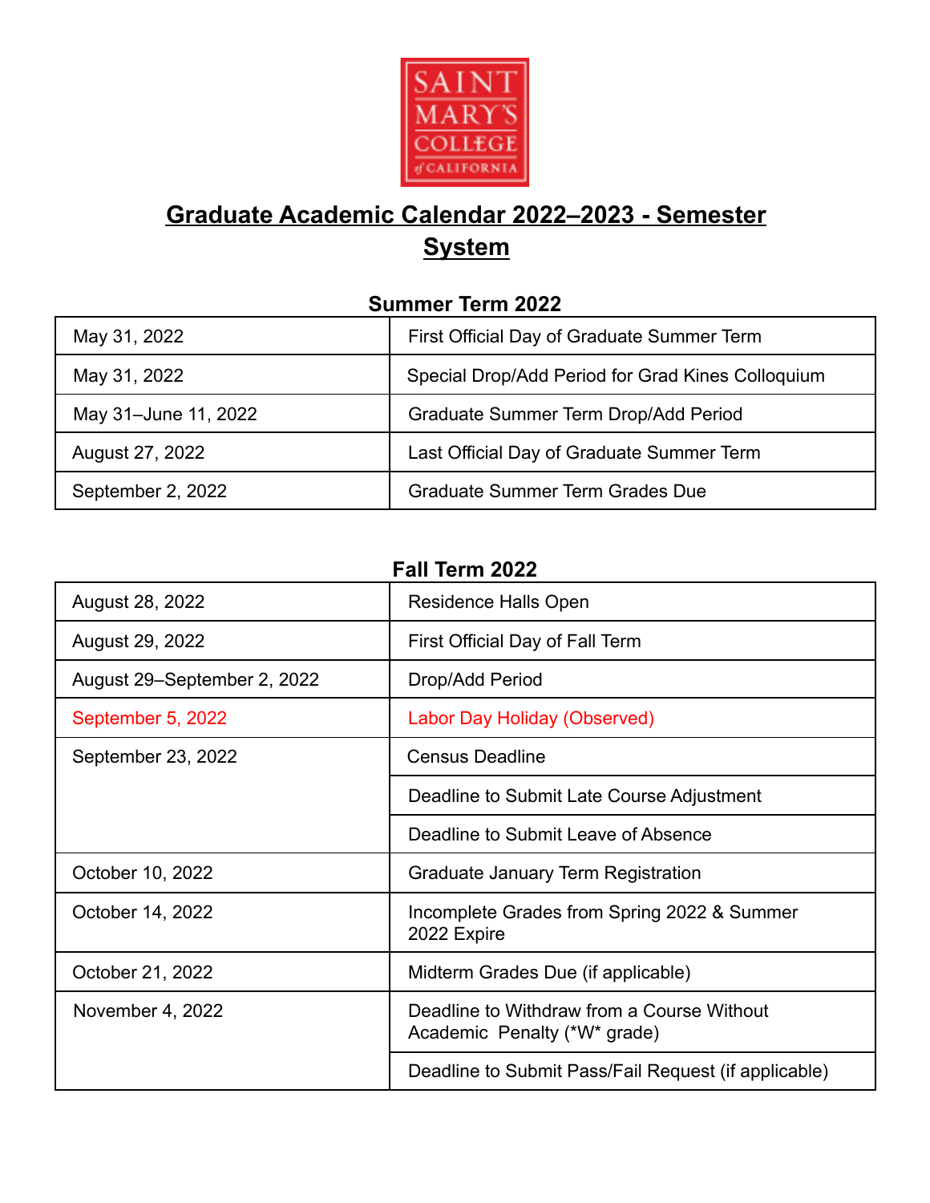# Graduate Academic Calendar 2022–2023 - Semester System

### Summer Term 2022

| | |
|---|---|
| May 31, 2022 | First Official Day of Graduate Summer Term |
| May 31, 2022 | Special Drop/Add Period for Grad Kines Colloquium |
| May 31–June 11, 2022 | Graduate Summer Term Drop/Add Period |
| August 27, 2022 | Last Official Day of Graduate Summer Term |
| September 2, 2022 | Graduate Summer Term Grades Due |

### Fall Term 2022

| | |
|---|---|
| August 28, 2022 | Residence Halls Open |
| August 29, 2022 | First Official Day of Fall Term |
| August 29–September 2, 2022 | Drop/Add Period |
| September 5, 2022 | Labor Day Holiday (Observed) |
| September 23, 2022 | Census Deadline |
| | Deadline to Submit Late Course Adjustment |
| | Deadline to Submit Leave of Absence |
| October 10, 2022 | Graduate January Term Registration |
| October 14, 2022 | Incomplete Grades from Spring 2022 & Summer 2022 Expire |
| October 21, 2022 | Midterm Grades Due (if applicable) |
| November 4, 2022 | Deadline to Withdraw from a Course Without Academic Penalty (*W* grade) |
| | Deadline to Submit Pass/Fail Request (if applicable) |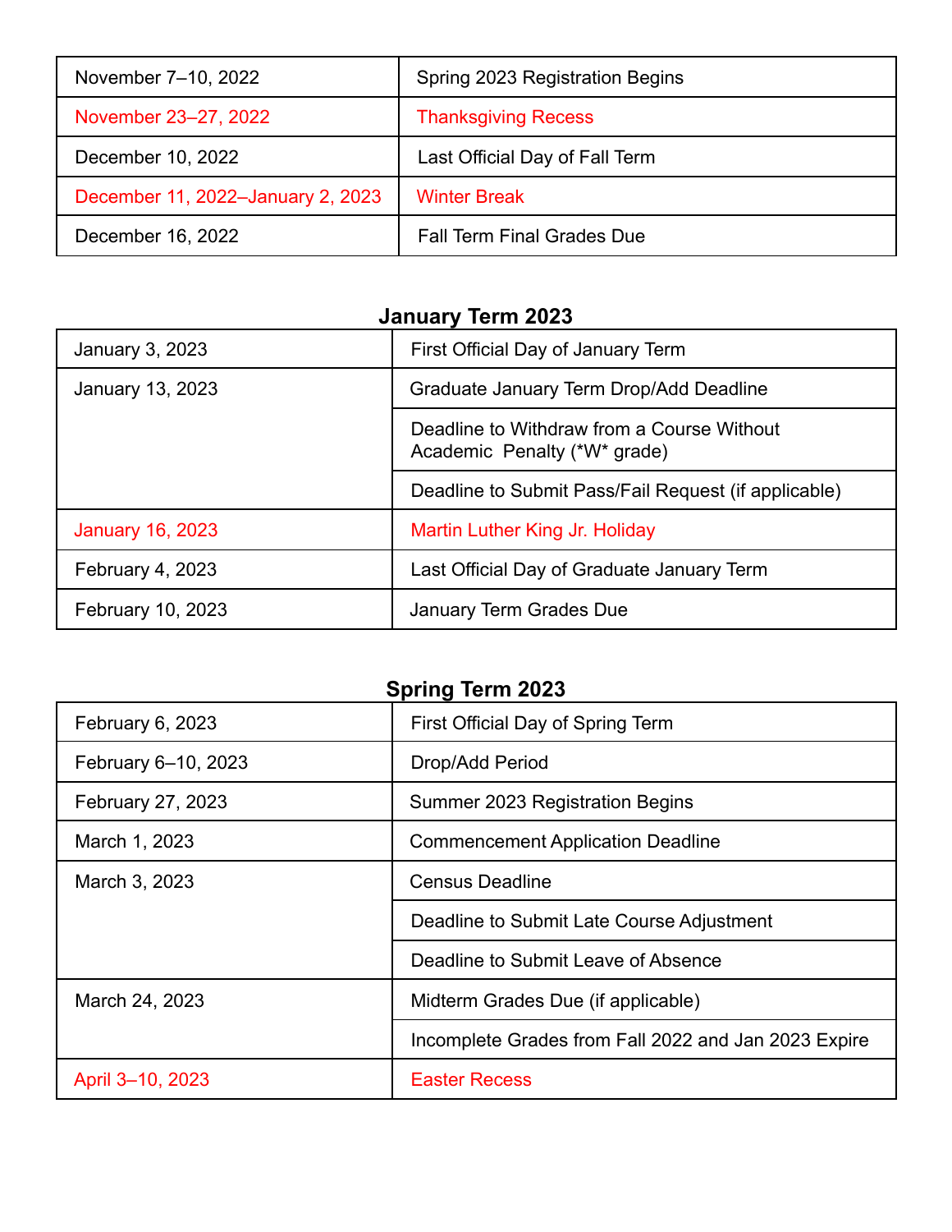| November 7–10, 2022 | Spring 2023 Registration Begins |
|---|---|
| November 23–27, 2022 | Thanksgiving Recess |
| December 10, 2022 | Last Official Day of Fall Term |
| December 11, 2022–January 2, 2023 | Winter Break |
| December 16, 2022 | Fall Term Final Grades Due |

## January Term 2023

| January 3, 2023 | First Official Day of January Term |
|---|---|
| January 13, 2023 | Graduate January Term Drop/Add Deadline |
| | Deadline to Withdraw from a Course Without Academic Penalty (*W* grade) |
| | Deadline to Submit Pass/Fail Request (if applicable) |
| January 16, 2023 | Martin Luther King Jr. Holiday |
| February 4, 2023 | Last Official Day of Graduate January Term |
| February 10, 2023 | January Term Grades Due |

## Spring Term 2023

| February 6, 2023 | First Official Day of Spring Term |
|---|---|
| February 6–10, 2023 | Drop/Add Period |
| February 27, 2023 | Summer 2023 Registration Begins |
| March 1, 2023 | Commencement Application Deadline |
| March 3, 2023 | Census Deadline |
| | Deadline to Submit Late Course Adjustment |
| | Deadline to Submit Leave of Absence |
| March 24, 2023 | Midterm Grades Due (if applicable) |
| | Incomplete Grades from Fall 2022 and Jan 2023 Expire |
| April 3–10, 2023 | Easter Recess |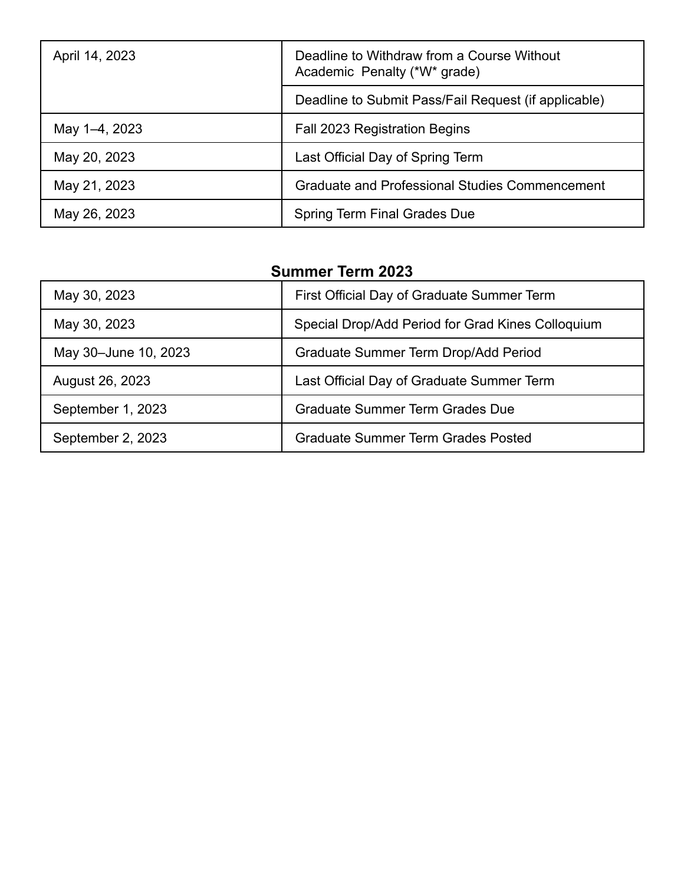| | |
|---|---|
| April 14, 2023 | Deadline to Withdraw from a Course Without Academic Penalty (*W* grade) |
| | Deadline to Submit Pass/Fail Request (if applicable) |
| May 1–4, 2023 | Fall 2023 Registration Begins |
| May 20, 2023 | Last Official Day of Spring Term |
| May 21, 2023 | Graduate and Professional Studies Commencement |
| May 26, 2023 | Spring Term Final Grades Due |

## Summer Term 2023

| | |
|---|---|
| May 30, 2023 | First Official Day of Graduate Summer Term |
| May 30, 2023 | Special Drop/Add Period for Grad Kines Colloquium |
| May 30–June 10, 2023 | Graduate Summer Term Drop/Add Period |
| August 26, 2023 | Last Official Day of Graduate Summer Term |
| September 1, 2023 | Graduate Summer Term Grades Due |
| September 2, 2023 | Graduate Summer Term Grades Posted |